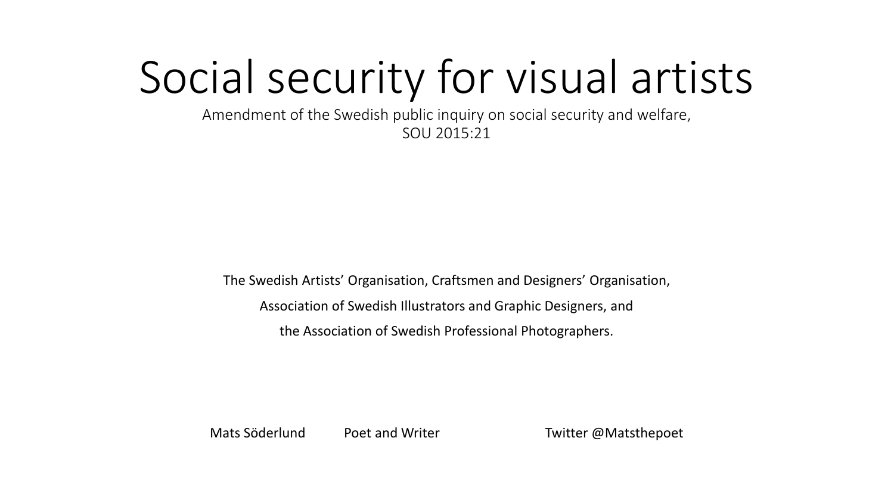# Social security for visual artists

Amendment of the Swedish public inquiry on social security and welfare,
SOU 2015:21

The Swedish Artists' Organisation, Craftsmen and Designers' Organisation,

Association of Swedish Illustrators and Graphic Designers, and

the Association of Swedish Professional Photographers.

Mats Söderlund Poet and Writer Twitter @Matsthepoet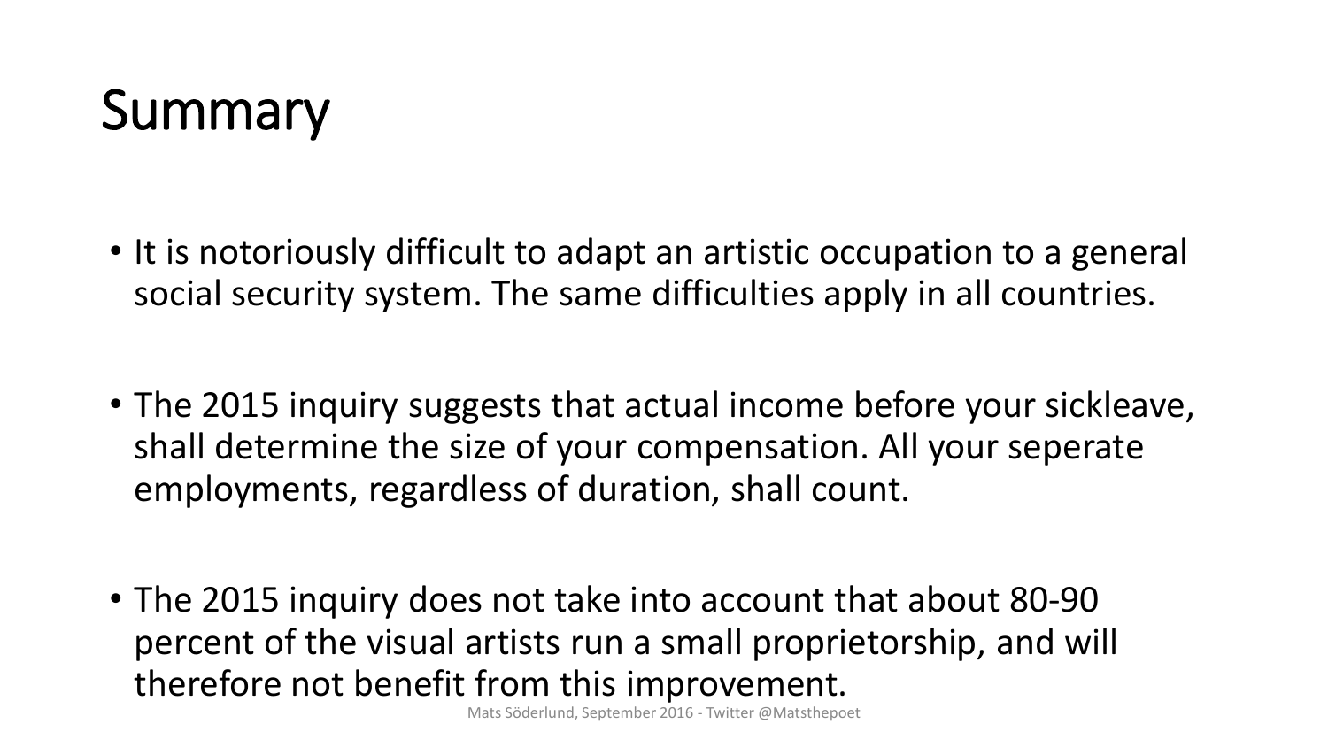# Summary

- It is notoriously difficult to adapt an artistic occupation to a general social security system. The same difficulties apply in all countries.
- The 2015 inquiry suggests that actual income before your sickleave, shall determine the size of your compensation. All your seperate employments, regardless of duration, shall count.
- The 2015 inquiry does not take into account that about 80-90 percent of the visual artists run a small proprietorship, and will therefore not benefit from this improvement.

Mats Söderlund, September 2016 - Twitter @Matsthepoet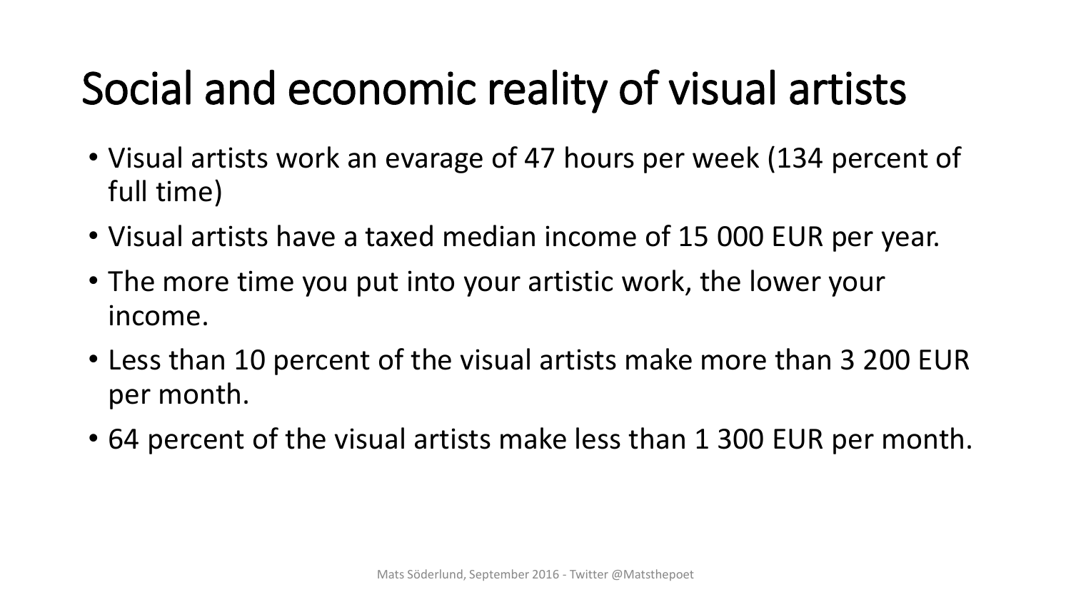# Social and economic reality of visual artists

- Visual artists work an evarage of 47 hours per week (134 percent of full time)
- Visual artists have a taxed median income of 15 000 EUR per year.
- The more time you put into your artistic work, the lower your income.
- Less than 10 percent of the visual artists make more than 3 200 EUR per month.
- 64 percent of the visual artists make less than 1 300 EUR per month.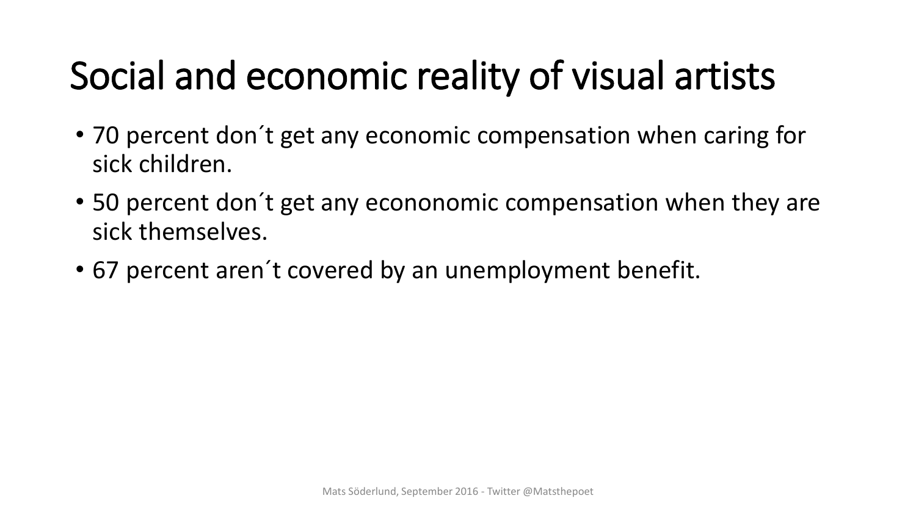# Social and economic reality of visual artists

- 70 percent don´t get any economic compensation when caring for sick children.
- 50 percent don´t get any econonomic compensation when they are sick themselves.
- 67 percent aren´t covered by an unemployment benefit.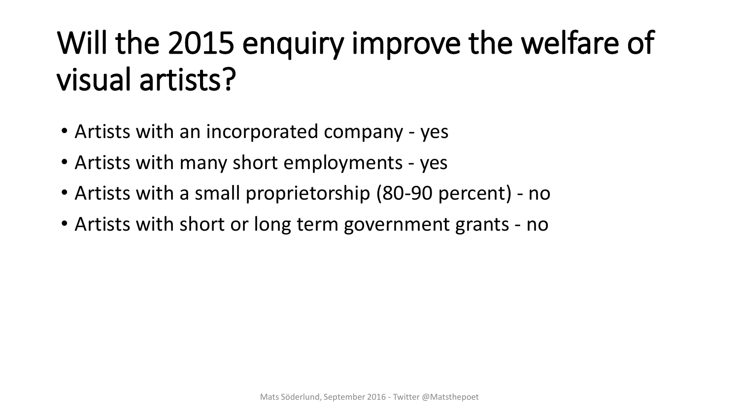# Will the 2015 enquiry improve the welfare of visual artists?

- Artists with an incorporated company - yes
- Artists with many short employments - yes
- Artists with a small proprietorship (80-90 percent) - no
- Artists with short or long term government grants - no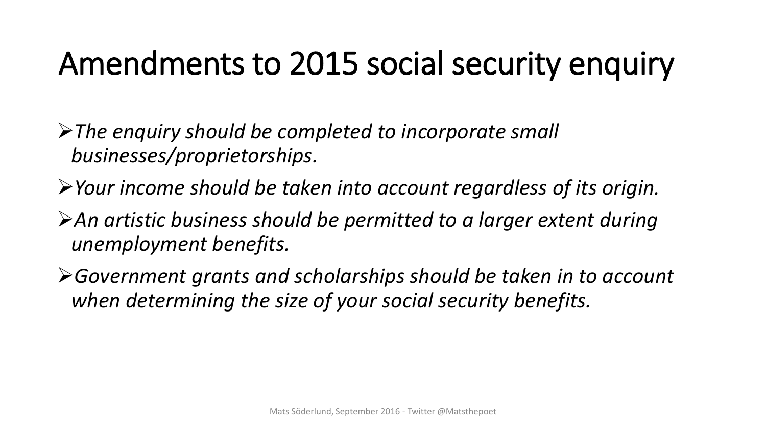# Amendments to 2015 social security enquiry

- *The enquiry should be completed to incorporate small businesses/proprietorships.*
- *Your income should be taken into account regardless of its origin.*
- *An artistic business should be permitted to a larger extent during unemployment benefits.*
- *Government grants and scholarships should be taken in to account when determining the size of your social security benefits.*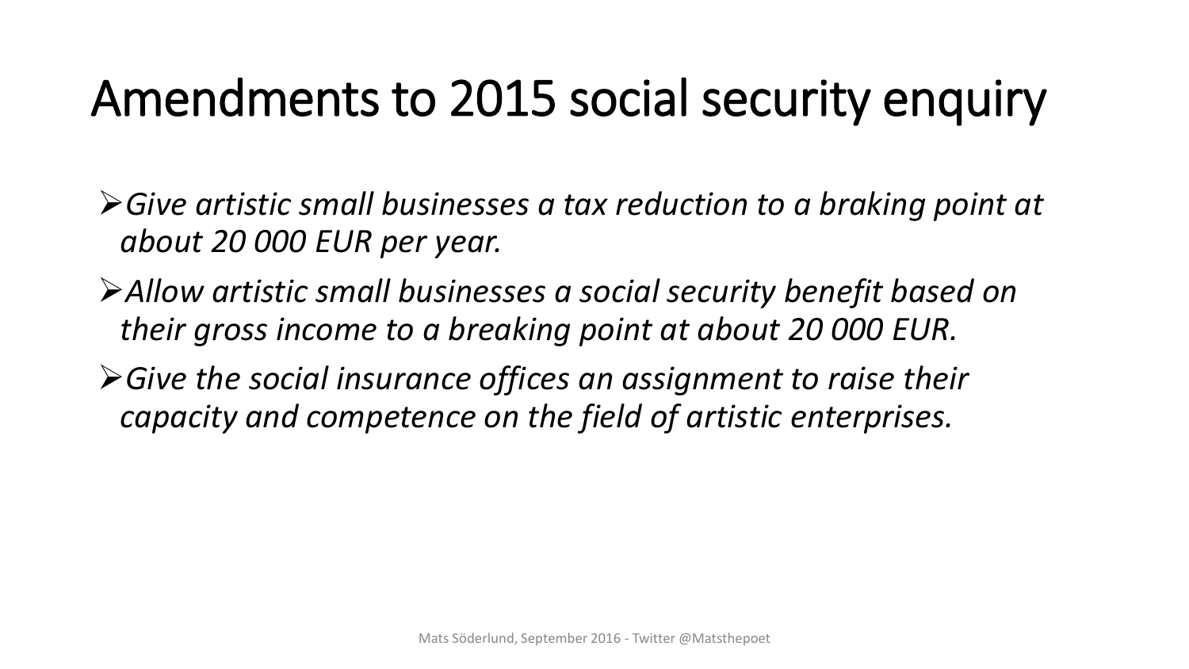# Amendments to 2015 social security enquiry

- *Give artistic small businesses a tax reduction to a braking point at about 20 000 EUR per year.*
- *Allow artistic small businesses a social security benefit based on their gross income to a breaking point at about 20 000 EUR.*
- *Give the social insurance offices an assignment to raise their capacity and competence on the field of artistic enterprises.*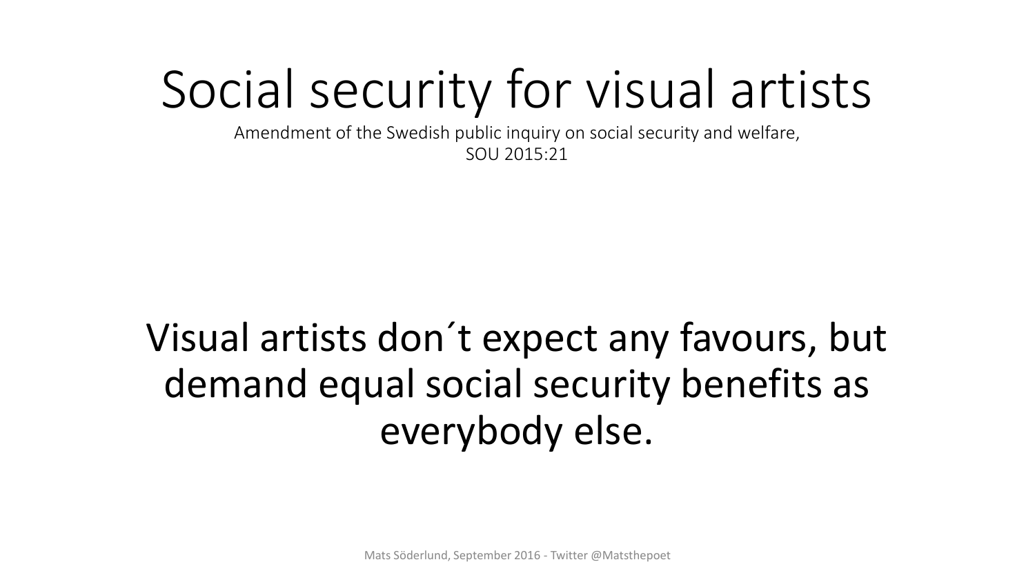# Social security for visual artists

Amendment of the Swedish public inquiry on social security and welfare, SOU 2015:21

Visual artists don´t expect any favours, but demand equal social security benefits as everybody else.

Mats Söderlund, September 2016 - Twitter @Matsthepoet